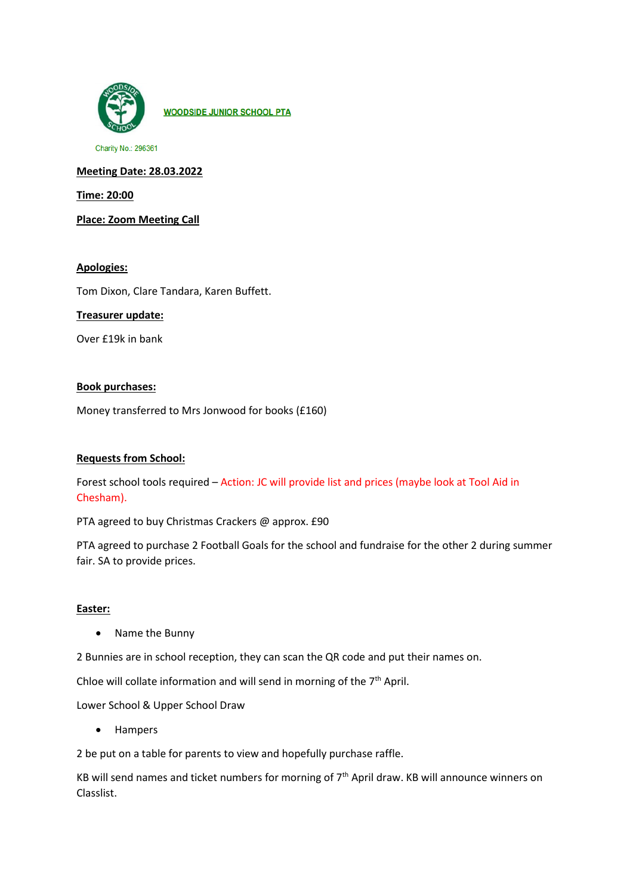**WOODSIDE JUNIOR SCHOOL PTA**

Charity No.: 296361

**Meeting Date: 28.03.2022**

**Time: 20:00**

**Place: Zoom Meeting Call**

**Apologies:**

Tom Dixon, Clare Tandara, Karen Buffett.

**Treasurer update:**

Over £19k in bank

**Book purchases:**

Money transferred to Mrs Jonwood for books (£160)

**Requests from School:**

Forest school tools required – Action: JC will provide list and prices (maybe look at Tool Aid in Chesham).

PTA agreed to buy Christmas Crackers @ approx. £90

PTA agreed to purchase 2 Football Goals for the school and fundraise for the other 2 during summer fair. SA to provide prices.

**Easter:**

- Name the Bunny

2 Bunnies are in school reception, they can scan the QR code and put their names on.

Chloe will collate information and will send in morning of the 7th April.

Lower School & Upper School Draw

- Hampers

2 be put on a table for parents to view and hopefully purchase raffle.

KB will send names and ticket numbers for morning of 7th April draw. KB will announce winners on Classlist.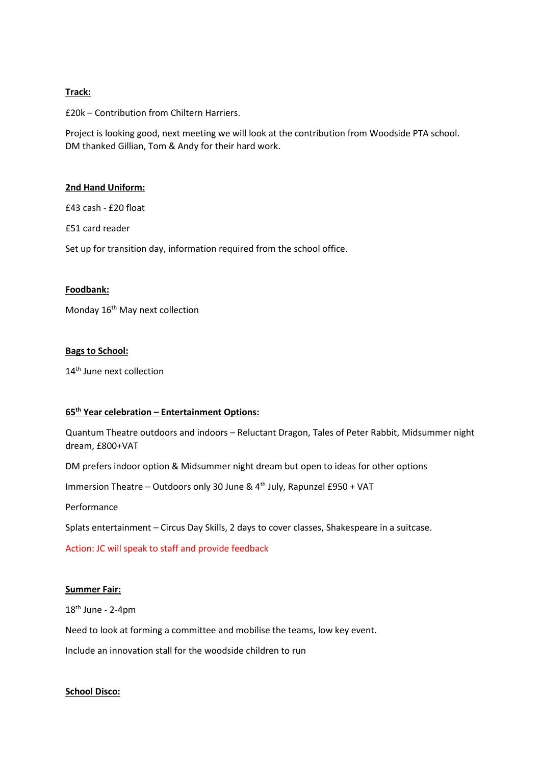**Track:**

£20k – Contribution from Chiltern Harriers.

Project is looking good, next meeting we will look at the contribution from Woodside PTA school. DM thanked Gillian, Tom & Andy for their hard work.

**2nd Hand Uniform:**

£43 cash - £20 float

£51 card reader

Set up for transition day, information required from the school office.

**Foodbank:**

Monday 16th May next collection

**Bags to School:**

14th June next collection

**65th Year celebration – Entertainment Options:**

Quantum Theatre outdoors and indoors – Reluctant Dragon, Tales of Peter Rabbit, Midsummer night dream, £800+VAT

DM prefers indoor option & Midsummer night dream but open to ideas for other options

Immersion Theatre – Outdoors only 30 June & 4th July, Rapunzel £950 + VAT

Performance

Splats entertainment – Circus Day Skills, 2 days to cover classes, Shakespeare in a suitcase.

Action: JC will speak to staff and provide feedback

**Summer Fair:**

18th June - 2-4pm

Need to look at forming a committee and mobilise the teams, low key event.

Include an innovation stall for the woodside children to run

**School Disco:**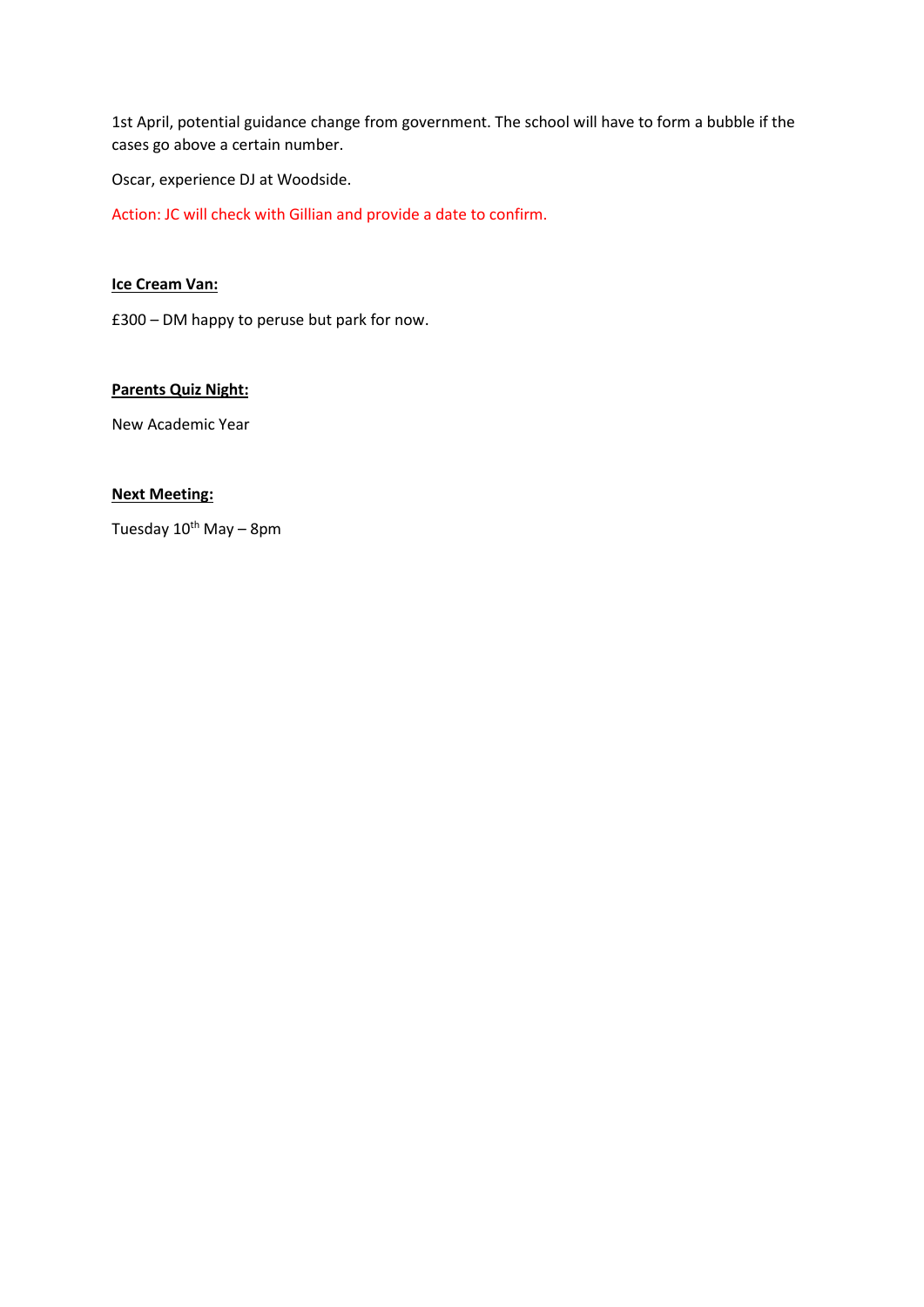1st April, potential guidance change from government. The school will have to form a bubble if the cases go above a certain number.

Oscar, experience DJ at Woodside.

Action: JC will check with Gillian and provide a date to confirm.

**Ice Cream Van:**

£300 – DM happy to peruse but park for now.

**Parents Quiz Night:**

New Academic Year

**Next Meeting:**

Tuesday 10th May – 8pm